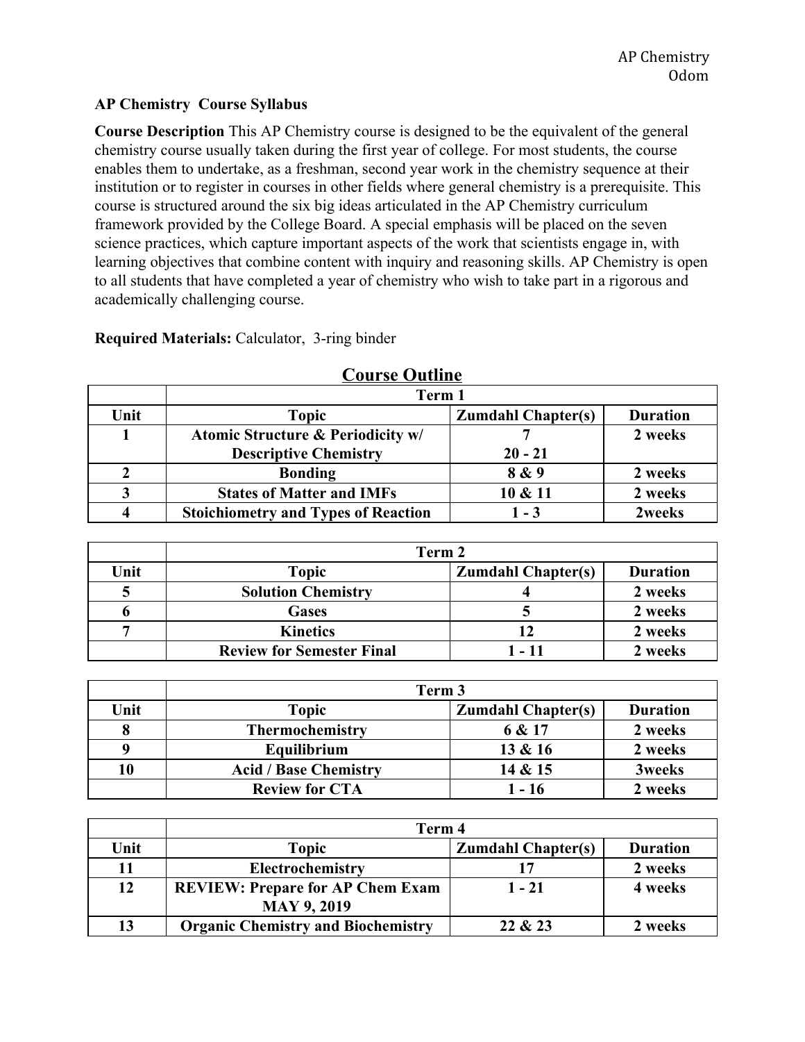AP Chemistry
Odom

**AP Chemistry Course Syllabus**

**Course Description** This AP Chemistry course is designed to be the equivalent of the general chemistry course usually taken during the first year of college. For most students, the course enables them to undertake, as a freshman, second year work in the chemistry sequence at their institution or to register in courses in other fields where general chemistry is a prerequisite. This course is structured around the six big ideas articulated in the AP Chemistry curriculum framework provided by the College Board. A special emphasis will be placed on the seven science practices, which capture important aspects of the work that scientists engage in, with learning objectives that combine content with inquiry and reasoning skills. AP Chemistry is open to all students that have completed a year of chemistry who wish to take part in a rigorous and academically challenging course.

**Required Materials:** Calculator, 3-ring binder

## Course Outline

| | Term 1 | | |
|---|---|---|---|
| **Unit** | **Topic** | **Zumdahl Chapter(s)** | **Duration** |
| **1** | **Atomic Structure & Periodicity w/ Descriptive Chemistry** | **7**<br>**20 - 21** | **2 weeks** |
| **2** | **Bonding** | **8 & 9** | **2 weeks** |
| **3** | **States of Matter and IMFs** | **10 & 11** | **2 weeks** |
| **4** | **Stoichiometry and Types of Reaction** | **1 - 3** | **2weeks** |

| | Term 2 | | |
|---|---|---|---|
| **Unit** | **Topic** | **Zumdahl Chapter(s)** | **Duration** |
| **5** | **Solution Chemistry** | **4** | **2 weeks** |
| **6** | **Gases** | **5** | **2 weeks** |
| **7** | **Kinetics** | **12** | **2 weeks** |
| | **Review for Semester Final** | **1 - 11** | **2 weeks** |

| | Term 3 | | |
|---|---|---|---|
| **Unit** | **Topic** | **Zumdahl Chapter(s)** | **Duration** |
| **8** | **Thermochemistry** | **6 & 17** | **2 weeks** |
| **9** | **Equilibrium** | **13 & 16** | **2 weeks** |
| **10** | **Acid / Base Chemistry** | **14 & 15** | **3weeks** |
| | **Review for CTA** | **1 - 16** | **2 weeks** |

| | Term 4 | | |
|---|---|---|---|
| **Unit** | **Topic** | **Zumdahl Chapter(s)** | **Duration** |
| **11** | **Electrochemistry** | **17** | **2 weeks** |
| **12** | **REVIEW: Prepare for AP Chem Exam MAY 9, 2019** | **1 - 21** | **4 weeks** |
| **13** | **Organic Chemistry and Biochemistry** | **22 & 23** | **2 weeks** |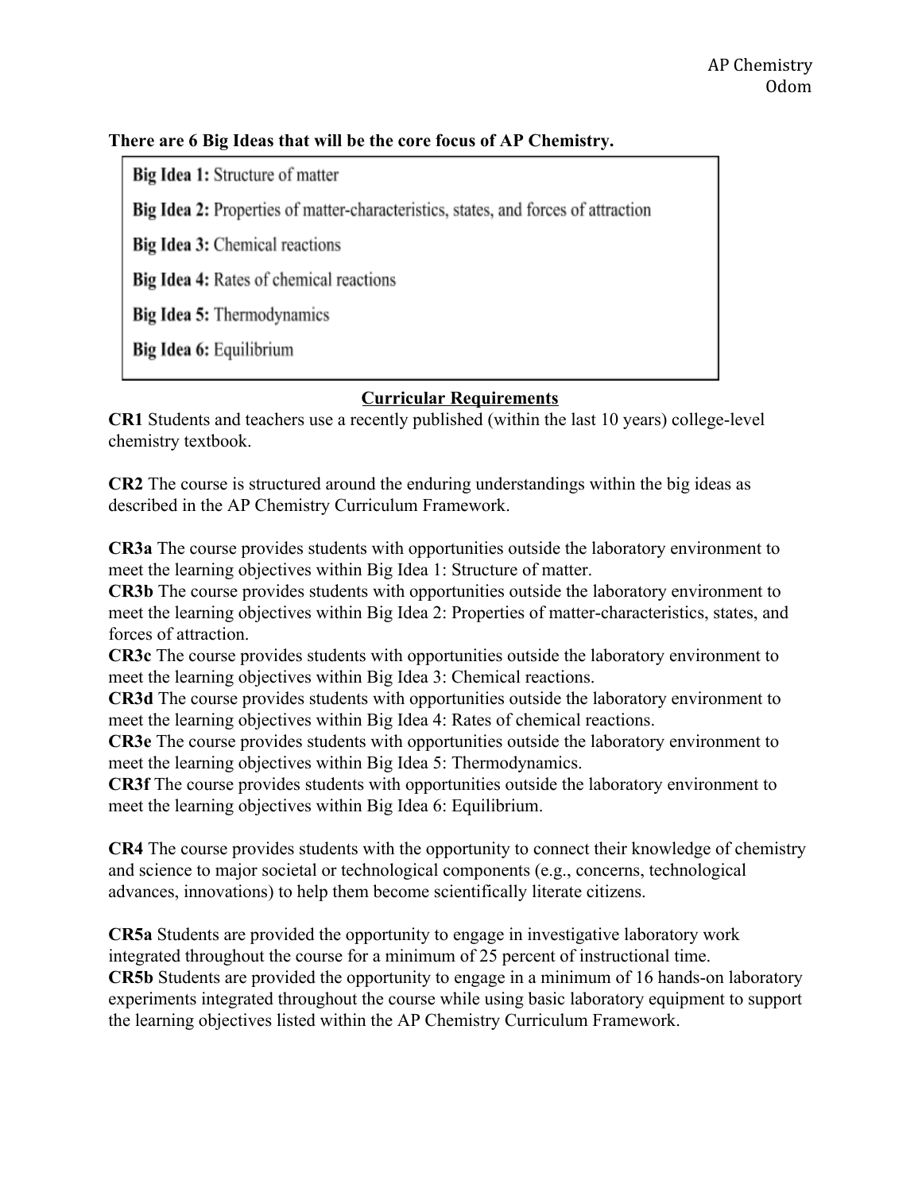**There are 6 Big Ideas that will be the core focus of AP Chemistry.**

**Big Idea 1:** Structure of matter

**Big Idea 2:** Properties of matter-characteristics, states, and forces of attraction

**Big Idea 3:** Chemical reactions

**Big Idea 4:** Rates of chemical reactions

**Big Idea 5:** Thermodynamics

**Big Idea 6:** Equilibrium

## Curricular Requirements

**CR1** Students and teachers use a recently published (within the last 10 years) college-level chemistry textbook.

**CR2** The course is structured around the enduring understandings within the big ideas as described in the AP Chemistry Curriculum Framework.

**CR3a** The course provides students with opportunities outside the laboratory environment to meet the learning objectives within Big Idea 1: Structure of matter.
**CR3b** The course provides students with opportunities outside the laboratory environment to meet the learning objectives within Big Idea 2: Properties of matter-characteristics, states, and forces of attraction.
**CR3c** The course provides students with opportunities outside the laboratory environment to meet the learning objectives within Big Idea 3: Chemical reactions.
**CR3d** The course provides students with opportunities outside the laboratory environment to meet the learning objectives within Big Idea 4: Rates of chemical reactions.
**CR3e** The course provides students with opportunities outside the laboratory environment to meet the learning objectives within Big Idea 5: Thermodynamics.
**CR3f** The course provides students with opportunities outside the laboratory environment to meet the learning objectives within Big Idea 6: Equilibrium.

**CR4** The course provides students with the opportunity to connect their knowledge of chemistry and science to major societal or technological components (e.g., concerns, technological advances, innovations) to help them become scientifically literate citizens.

**CR5a** Students are provided the opportunity to engage in investigative laboratory work integrated throughout the course for a minimum of 25 percent of instructional time.
**CR5b** Students are provided the opportunity to engage in a minimum of 16 hands-on laboratory experiments integrated throughout the course while using basic laboratory equipment to support the learning objectives listed within the AP Chemistry Curriculum Framework.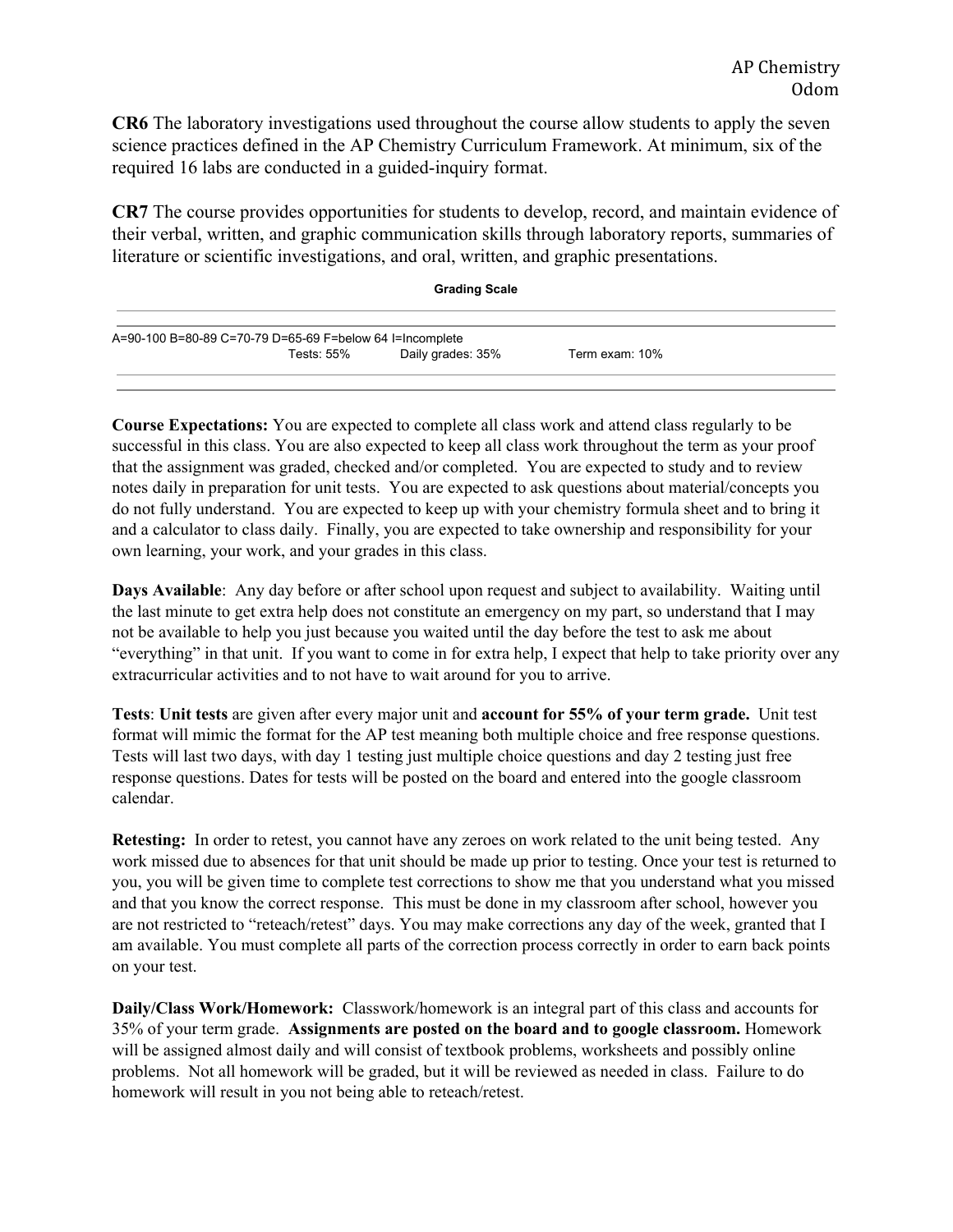**CR6** The laboratory investigations used throughout the course allow students to apply the seven science practices defined in the AP Chemistry Curriculum Framework. At minimum, six of the required 16 labs are conducted in a guided-inquiry format.

**CR7** The course provides opportunities for students to develop, record, and maintain evidence of their verbal, written, and graphic communication skills through laboratory reports, summaries of literature or scientific investigations, and oral, written, and graphic presentations.

**Grading Scale**

A=90-100 B=80-89 C=70-79 D=65-69 F=below 64 I=Incomplete

Tests: 55% Daily grades: 35% Term exam: 10%

**Course Expectations:** You are expected to complete all class work and attend class regularly to be successful in this class. You are also expected to keep all class work throughout the term as your proof that the assignment was graded, checked and/or completed. You are expected to study and to review notes daily in preparation for unit tests. You are expected to ask questions about material/concepts you do not fully understand. You are expected to keep up with your chemistry formula sheet and to bring it and a calculator to class daily. Finally, you are expected to take ownership and responsibility for your own learning, your work, and your grades in this class.

**Days Available**: Any day before or after school upon request and subject to availability. Waiting until the last minute to get extra help does not constitute an emergency on my part, so understand that I may not be available to help you just because you waited until the day before the test to ask me about "everything" in that unit. If you want to come in for extra help, I expect that help to take priority over any extracurricular activities and to not have to wait around for you to arrive.

**Tests**: **Unit tests** are given after every major unit and **account for 55% of your term grade.** Unit test format will mimic the format for the AP test meaning both multiple choice and free response questions. Tests will last two days, with day 1 testing just multiple choice questions and day 2 testing just free response questions. Dates for tests will be posted on the board and entered into the google classroom calendar.

**Retesting:** In order to retest, you cannot have any zeroes on work related to the unit being tested. Any work missed due to absences for that unit should be made up prior to testing. Once your test is returned to you, you will be given time to complete test corrections to show me that you understand what you missed and that you know the correct response. This must be done in my classroom after school, however you are not restricted to "reteach/retest" days. You may make corrections any day of the week, granted that I am available. You must complete all parts of the correction process correctly in order to earn back points on your test.

**Daily/Class Work/Homework:** Classwork/homework is an integral part of this class and accounts for 35% of your term grade. **Assignments are posted on the board and to google classroom.** Homework will be assigned almost daily and will consist of textbook problems, worksheets and possibly online problems. Not all homework will be graded, but it will be reviewed as needed in class. Failure to do homework will result in you not being able to reteach/retest.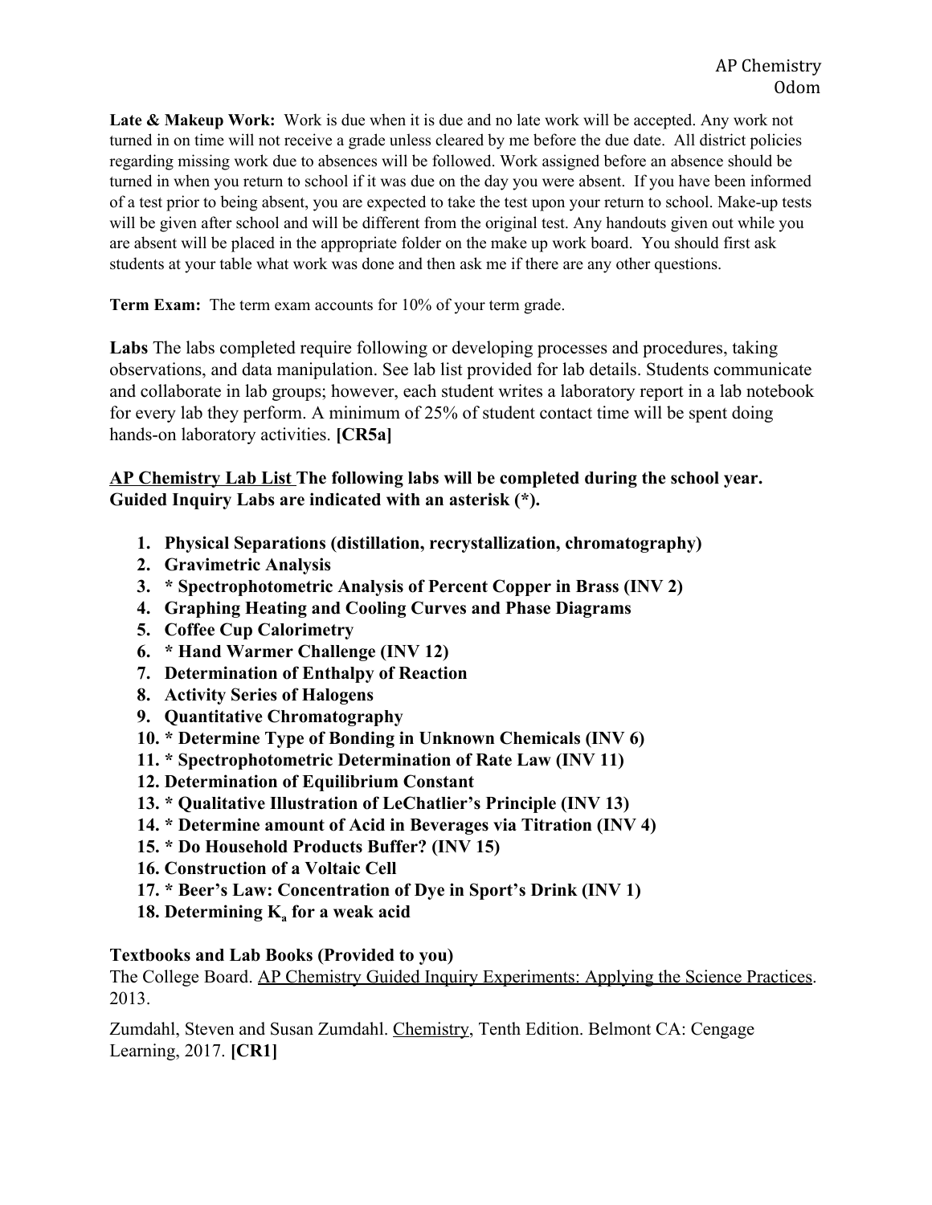**Late & Makeup Work:** Work is due when it is due and no late work will be accepted. Any work not turned in on time will not receive a grade unless cleared by me before the due date. All district policies regarding missing work due to absences will be followed. Work assigned before an absence should be turned in when you return to school if it was due on the day you were absent. If you have been informed of a test prior to being absent, you are expected to take the test upon your return to school. Make-up tests will be given after school and will be different from the original test. Any handouts given out while you are absent will be placed in the appropriate folder on the make up work board. You should first ask students at your table what work was done and then ask me if there are any other questions.

**Term Exam:** The term exam accounts for 10% of your term grade.

**Labs** The labs completed require following or developing processes and procedures, taking observations, and data manipulation. See lab list provided for lab details. Students communicate and collaborate in lab groups; however, each student writes a laboratory report in a lab notebook for every lab they perform. A minimum of 25% of student contact time will be spent doing hands-on laboratory activities. **[CR5a]**

**AP Chemistry Lab List The following labs will be completed during the school year. Guided Inquiry Labs are indicated with an asterisk (*).**

1. **Physical Separations (distillation, recrystallization, chromatography)**
2. **Gravimetric Analysis**
3. **\* Spectrophotometric Analysis of Percent Copper in Brass (INV 2)**
4. **Graphing Heating and Cooling Curves and Phase Diagrams**
5. **Coffee Cup Calorimetry**
6. **\* Hand Warmer Challenge (INV 12)**
7. **Determination of Enthalpy of Reaction**
8. **Activity Series of Halogens**
9. **Quantitative Chromatography**
10. **\* Determine Type of Bonding in Unknown Chemicals (INV 6)**
11. **\* Spectrophotometric Determination of Rate Law (INV 11)**
12. **Determination of Equilibrium Constant**
13. **\* Qualitative Illustration of LeChatlier's Principle (INV 13)**
14. **\* Determine amount of Acid in Beverages via Titration (INV 4)**
15. **\* Do Household Products Buffer? (INV 15)**
16. **Construction of a Voltaic Cell**
17. **\* Beer's Law: Concentration of Dye in Sport's Drink (INV 1)**
18. **Determining $K_a$ for a weak acid**

**Textbooks and Lab Books (Provided to you)**

The College Board. AP Chemistry Guided Inquiry Experiments: Applying the Science Practices. 2013.

Zumdahl, Steven and Susan Zumdahl. Chemistry, Tenth Edition. Belmont CA: Cengage Learning, 2017. **[CR1]**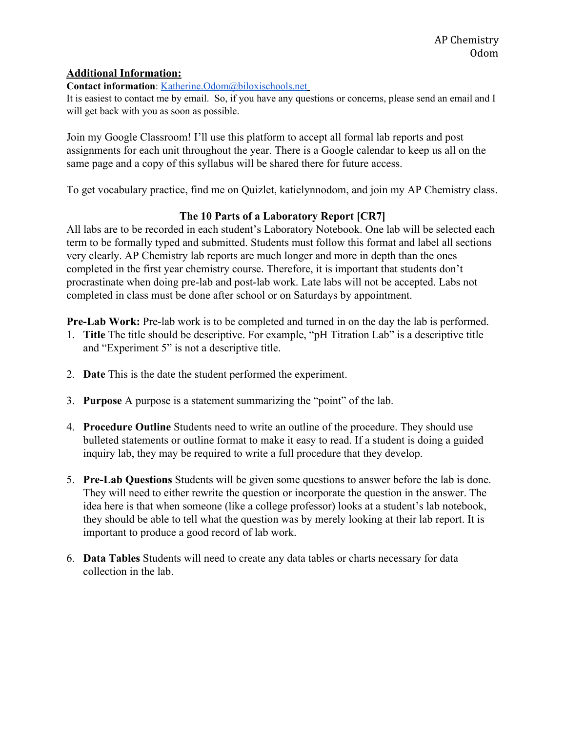**Additional Information:**

**Contact information**: Katherine.Odom@biloxischools.net

It is easiest to contact me by email. So, if you have any questions or concerns, please send an email and I will get back with you as soon as possible.

Join my Google Classroom! I'll use this platform to accept all formal lab reports and post assignments for each unit throughout the year. There is a Google calendar to keep us all on the same page and a copy of this syllabus will be shared there for future access.

To get vocabulary practice, find me on Quizlet, katielynnodom, and join my AP Chemistry class.

## The 10 Parts of a Laboratory Report [CR7]

All labs are to be recorded in each student's Laboratory Notebook. One lab will be selected each term to be formally typed and submitted. Students must follow this format and label all sections very clearly. AP Chemistry lab reports are much longer and more in depth than the ones completed in the first year chemistry course. Therefore, it is important that students don't procrastinate when doing pre-lab and post-lab work. Late labs will not be accepted. Labs not completed in class must be done after school or on Saturdays by appointment.

**Pre-Lab Work:** Pre-lab work is to be completed and turned in on the day the lab is performed.

1. **Title** The title should be descriptive. For example, "pH Titration Lab" is a descriptive title and "Experiment 5" is not a descriptive title.

2. **Date** This is the date the student performed the experiment.

3. **Purpose** A purpose is a statement summarizing the "point" of the lab.

4. **Procedure Outline** Students need to write an outline of the procedure. They should use bulleted statements or outline format to make it easy to read. If a student is doing a guided inquiry lab, they may be required to write a full procedure that they develop.

5. **Pre-Lab Questions** Students will be given some questions to answer before the lab is done. They will need to either rewrite the question or incorporate the question in the answer. The idea here is that when someone (like a college professor) looks at a student's lab notebook, they should be able to tell what the question was by merely looking at their lab report. It is important to produce a good record of lab work.

6. **Data Tables** Students will need to create any data tables or charts necessary for data collection in the lab.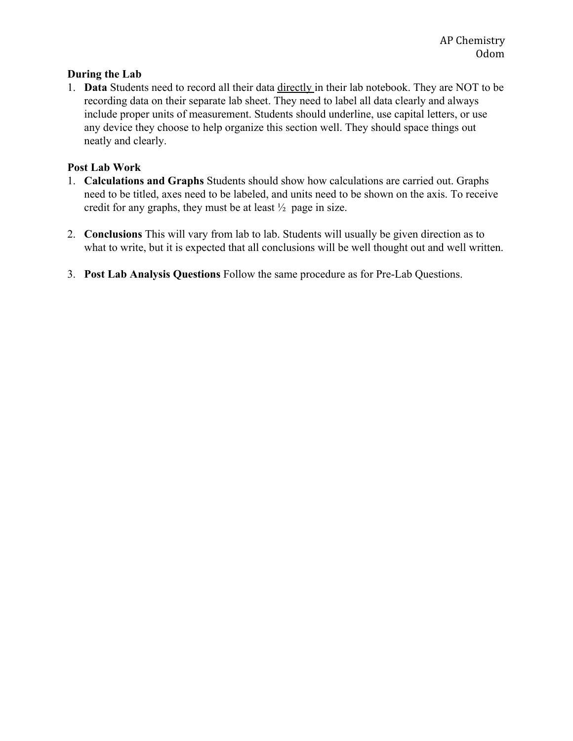**During the Lab**

1. **Data** Students need to record all their data directly in their lab notebook. They are NOT to be recording data on their separate lab sheet. They need to label all data clearly and always include proper units of measurement. Students should underline, use capital letters, or use any device they choose to help organize this section well. They should space things out neatly and clearly.

**Post Lab Work**

1. **Calculations and Graphs** Students should show how calculations are carried out. Graphs need to be titled, axes need to be labeled, and units need to be shown on the axis. To receive credit for any graphs, they must be at least ½ page in size.

2. **Conclusions** This will vary from lab to lab. Students will usually be given direction as to what to write, but it is expected that all conclusions will be well thought out and well written.

3. **Post Lab Analysis Questions** Follow the same procedure as for Pre-Lab Questions.